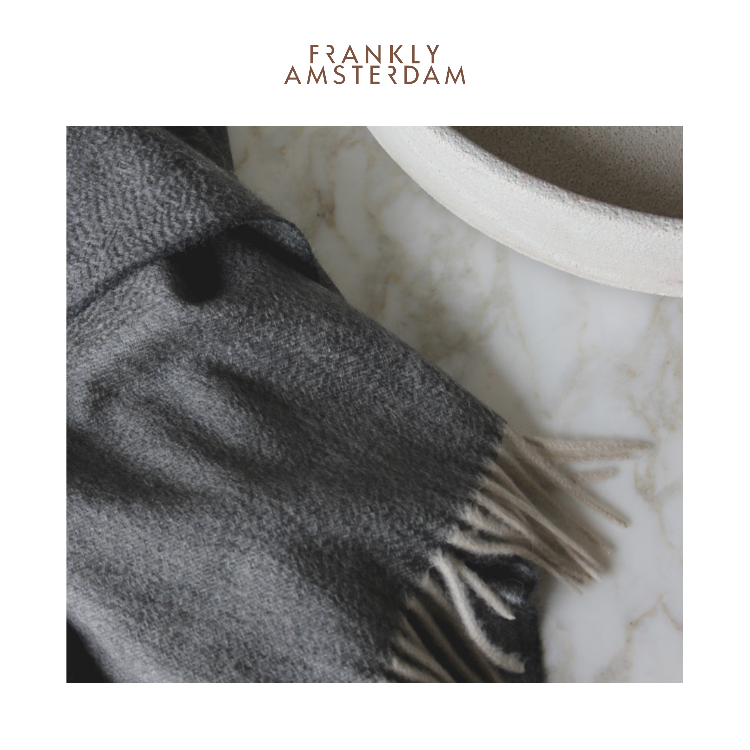# FRANKLY AMSTERDAM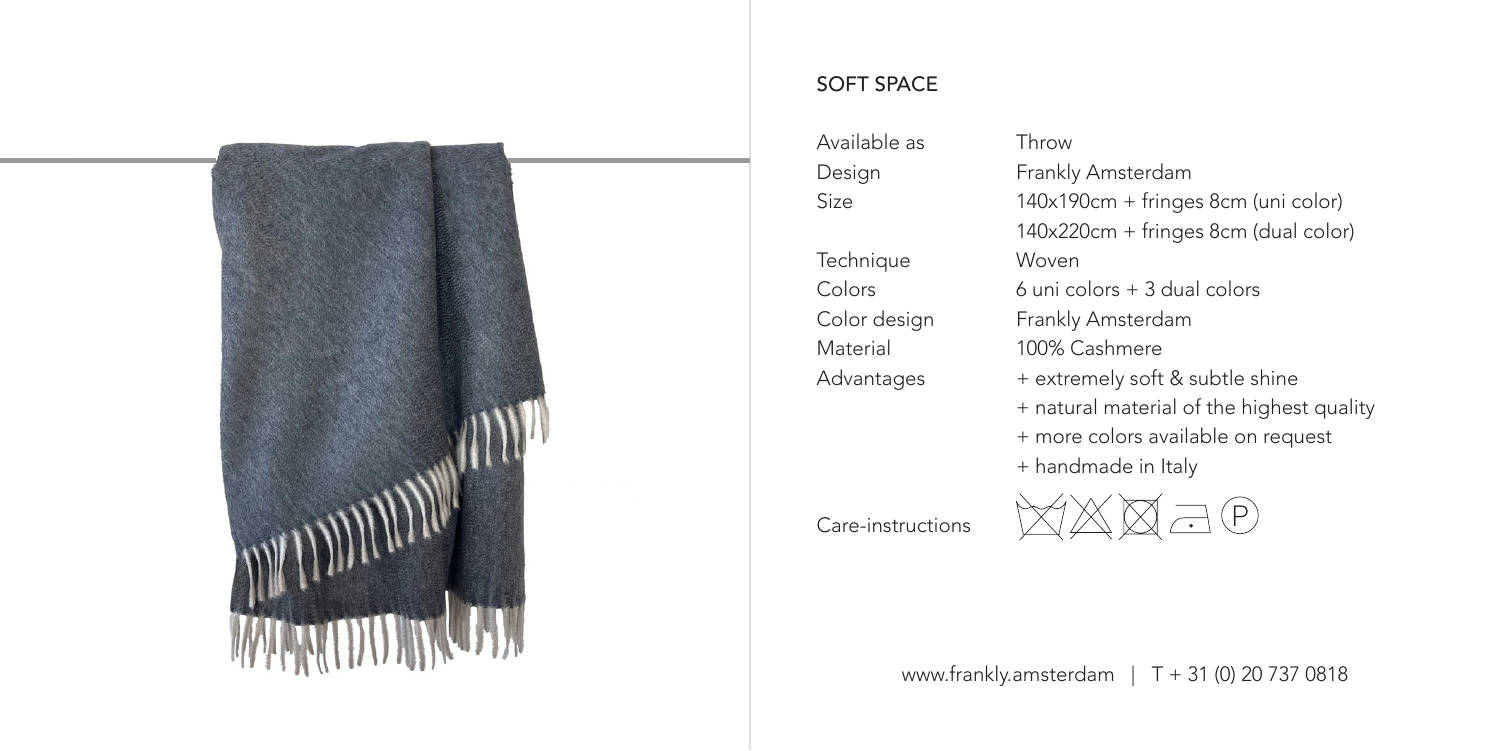## SOFT SPACE

| | |
|---|---|
| Available as | Throw |
| Design | Frankly Amsterdam |
| Size | 140x190cm + fringes 8cm (uni color) |
| | 140x220cm + fringes 8cm (dual color) |
| Technique | Woven |
| Colors | 6 uni colors + 3 dual colors |
| Color design | Frankly Amsterdam |
| Material | 100% Cashmere |
| Advantages | + extremely soft & subtle shine |
| | + natural material of the highest quality |
| | + more colors available on request |
| | + handmade in Italy |
| Care-instructions | |

www.frankly.amsterdam | T + 31 (0) 20 737 0818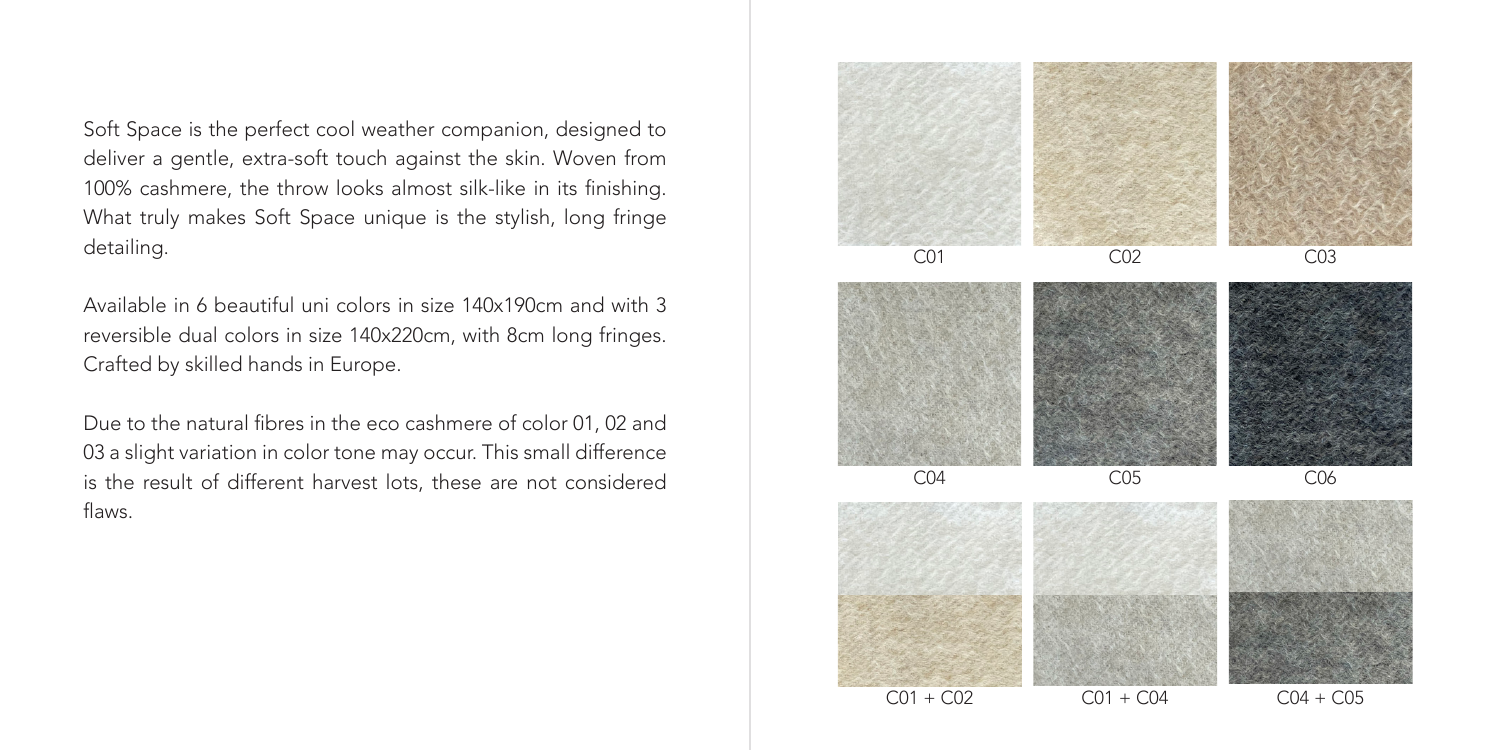Soft Space is the perfect cool weather companion, designed to deliver a gentle, extra-soft touch against the skin. Woven from 100% cashmere, the throw looks almost silk-like in its finishing. What truly makes Soft Space unique is the stylish, long fringe detailing.

Available in 6 beautiful uni colors in size 140x190cm and with 3 reversible dual colors in size 140x220cm, with 8cm long fringes. Crafted by skilled hands in Europe.

Due to the natural fibres in the eco cashmere of color 01, 02 and 03 a slight variation in color tone may occur. This small difference is the result of different harvest lots, these are not considered flaws.

C01

C02

C03

C04

C05

C06

C01 + C02

C01 + C04

C04 + C05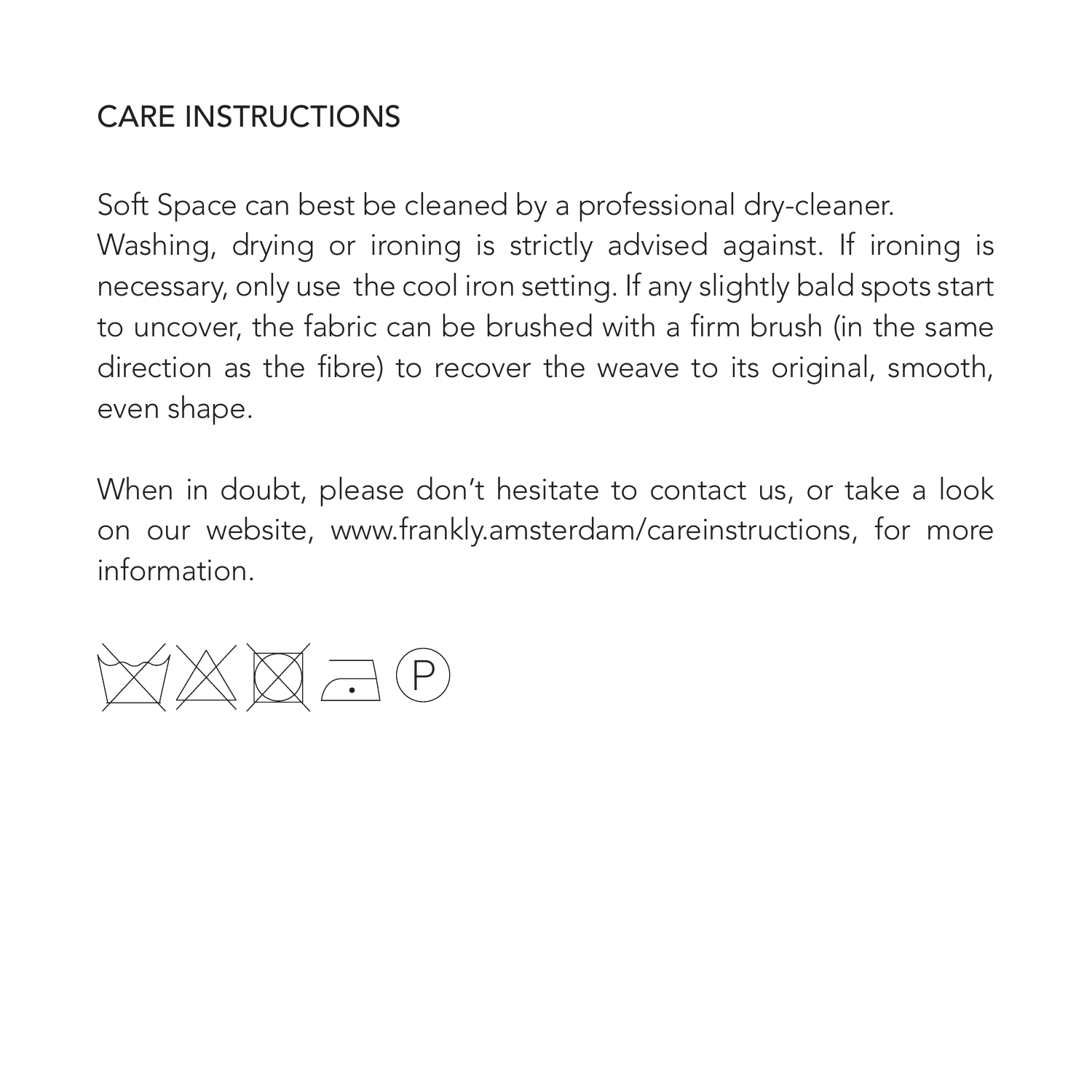# CARE INSTRUCTIONS

Soft Space can best be cleaned by a professional dry-cleaner.
Washing, drying or ironing is strictly advised against. If ironing is necessary, only use the cool iron setting. If any slightly bald spots start to uncover, the fabric can be brushed with a firm brush (in the same direction as the fibre) to recover the weave to its original, smooth, even shape.

When in doubt, please don't hesitate to contact us, or take a look on our website, www.frankly.amsterdam/careinstructions, for more information.